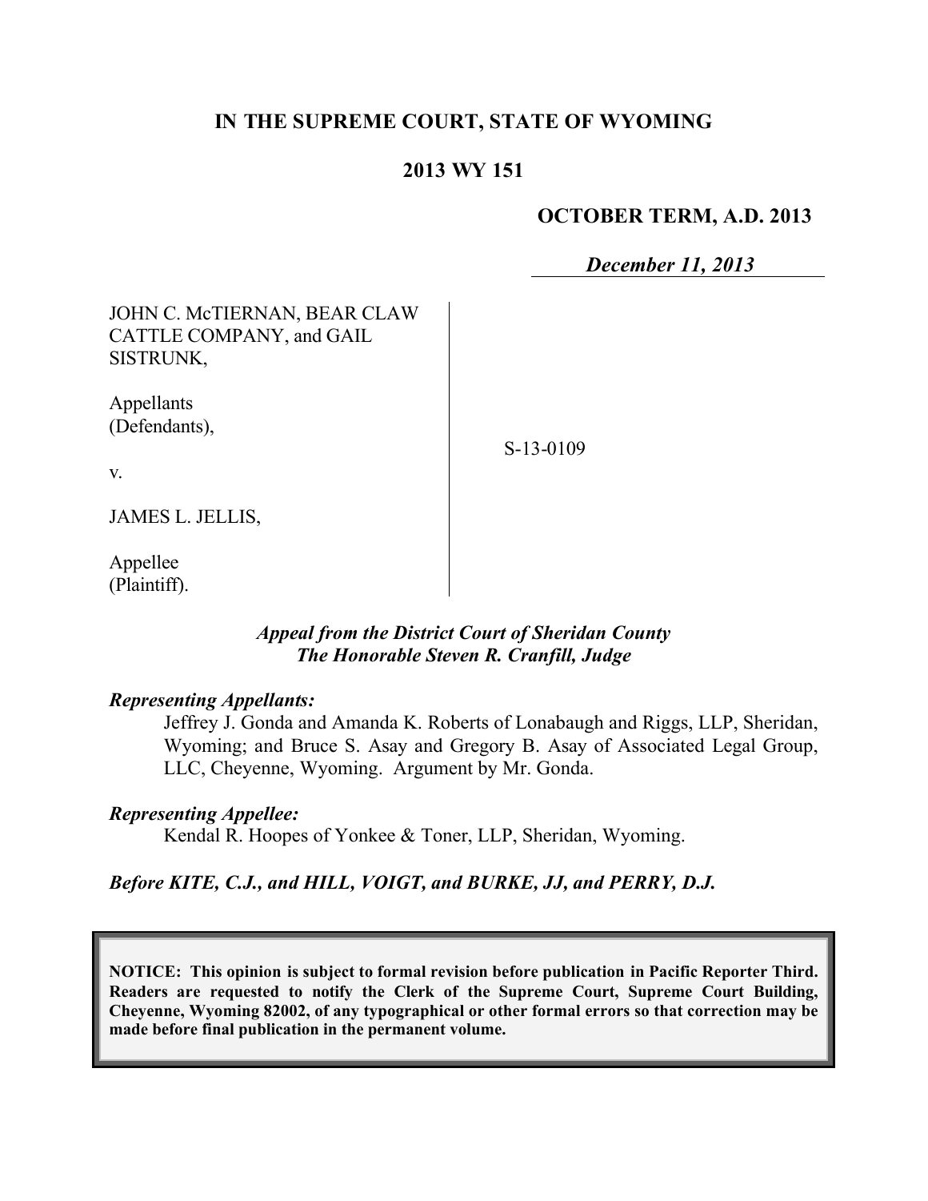**IN THE SUPREME COURT, STATE OF WYOMING**

**2013 WY 151**

**OCTOBER TERM, A.D. 2013**

***December 11, 2013***

JOHN C. McTIERNAN, BEAR CLAW CATTLE COMPANY, and GAIL SISTRUNK,

Appellants (Defendants),

v.

JAMES L. JELLIS,

Appellee (Plaintiff).

S-13-0109

***Appeal from the District Court of Sheridan County***
***The Honorable Steven R. Cranfill, Judge***

***Representing Appellants:***

Jeffrey J. Gonda and Amanda K. Roberts of Lonabaugh and Riggs, LLP, Sheridan, Wyoming; and Bruce S. Asay and Gregory B. Asay of Associated Legal Group, LLC, Cheyenne, Wyoming. Argument by Mr. Gonda.

***Representing Appellee:***

Kendal R. Hoopes of Yonkee & Toner, LLP, Sheridan, Wyoming.

***Before KITE, C.J., and HILL, VOIGT, and BURKE, JJ, and PERRY, D.J.***

**NOTICE: This opinion is subject to formal revision before publication in Pacific Reporter Third. Readers are requested to notify the Clerk of the Supreme Court, Supreme Court Building, Cheyenne, Wyoming 82002, of any typographical or other formal errors so that correction may be made before final publication in the permanent volume.**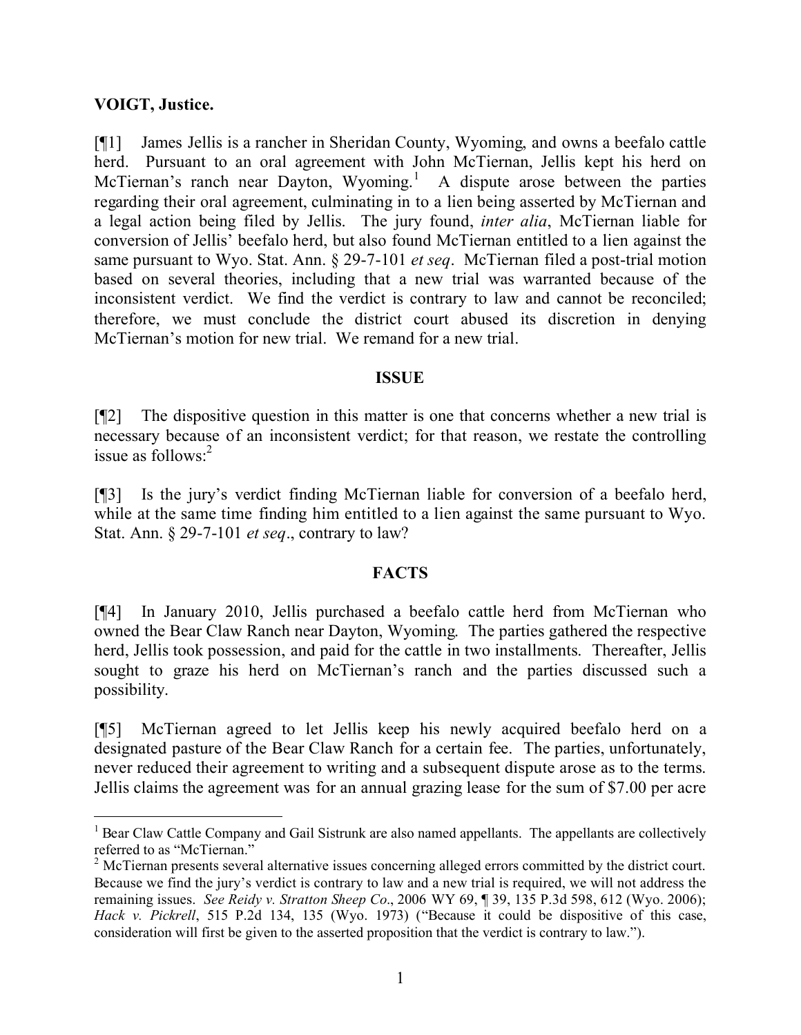**VOIGT, Justice.**

[¶1] James Jellis is a rancher in Sheridan County, Wyoming, and owns a beefalo cattle herd. Pursuant to an oral agreement with John McTiernan, Jellis kept his herd on McTiernan's ranch near Dayton, Wyoming.[1] A dispute arose between the parties regarding their oral agreement, culminating in to a lien being asserted by McTiernan and a legal action being filed by Jellis. The jury found, *inter alia*, McTiernan liable for conversion of Jellis' beefalo herd, but also found McTiernan entitled to a lien against the same pursuant to Wyo. Stat. Ann. § 29-7-101 *et seq*. McTiernan filed a post-trial motion based on several theories, including that a new trial was warranted because of the inconsistent verdict. We find the verdict is contrary to law and cannot be reconciled; therefore, we must conclude the district court abused its discretion in denying McTiernan's motion for new trial. We remand for a new trial.

## ISSUE

[¶2] The dispositive question in this matter is one that concerns whether a new trial is necessary because of an inconsistent verdict; for that reason, we restate the controlling issue as follows:[2]

[¶3] Is the jury's verdict finding McTiernan liable for conversion of a beefalo herd, while at the same time finding him entitled to a lien against the same pursuant to Wyo. Stat. Ann. § 29-7-101 *et seq*., contrary to law?

## FACTS

[¶4] In January 2010, Jellis purchased a beefalo cattle herd from McTiernan who owned the Bear Claw Ranch near Dayton, Wyoming. The parties gathered the respective herd, Jellis took possession, and paid for the cattle in two installments. Thereafter, Jellis sought to graze his herd on McTiernan's ranch and the parties discussed such a possibility.

[¶5] McTiernan agreed to let Jellis keep his newly acquired beefalo herd on a designated pasture of the Bear Claw Ranch for a certain fee. The parties, unfortunately, never reduced their agreement to writing and a subsequent dispute arose as to the terms. Jellis claims the agreement was for an annual grazing lease for the sum of $7.00 per acre

---

[1] Bear Claw Cattle Company and Gail Sistrunk are also named appellants. The appellants are collectively referred to as "McTiernan."

[2] McTiernan presents several alternative issues concerning alleged errors committed by the district court. Because we find the jury's verdict is contrary to law and a new trial is required, we will not address the remaining issues. *See Reidy v. Stratton Sheep Co*., 2006 WY 69, ¶ 39, 135 P.3d 598, 612 (Wyo. 2006); *Hack v. Pickrell*, 515 P.2d 134, 135 (Wyo. 1973) ("Because it could be dispositive of this case, consideration will first be given to the asserted proposition that the verdict is contrary to law.").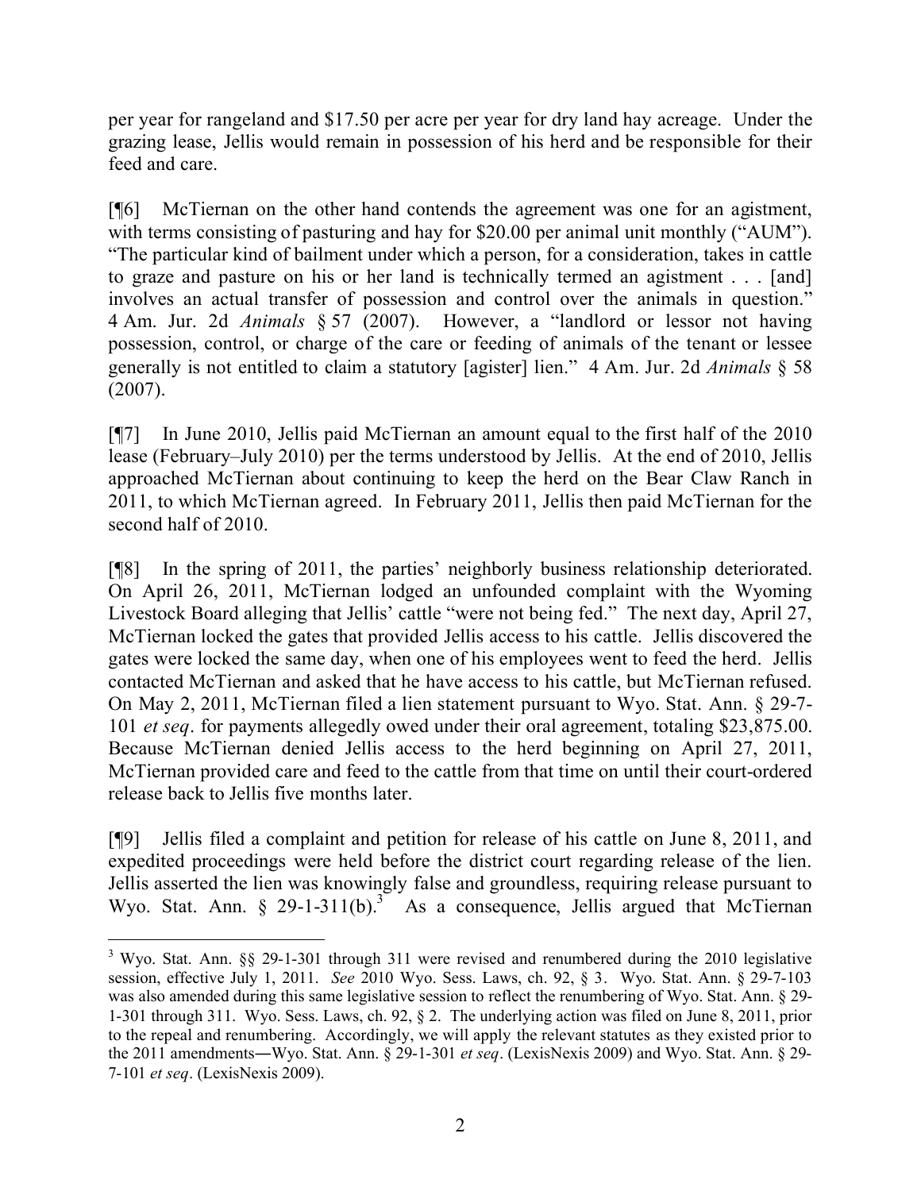per year for rangeland and $17.50 per acre per year for dry land hay acreage. Under the grazing lease, Jellis would remain in possession of his herd and be responsible for their feed and care.

[¶6] McTiernan on the other hand contends the agreement was one for an agistment, with terms consisting of pasturing and hay for $20.00 per animal unit monthly ("AUM"). "The particular kind of bailment under which a person, for a consideration, takes in cattle to graze and pasture on his or her land is technically termed an agistment . . . [and] involves an actual transfer of possession and control over the animals in question." 4 Am. Jur. 2d *Animals* § 57 (2007). However, a "landlord or lessor not having possession, control, or charge of the care or feeding of animals of the tenant or lessee generally is not entitled to claim a statutory [agister] lien." 4 Am. Jur. 2d *Animals* § 58 (2007).

[¶7] In June 2010, Jellis paid McTiernan an amount equal to the first half of the 2010 lease (February–July 2010) per the terms understood by Jellis. At the end of 2010, Jellis approached McTiernan about continuing to keep the herd on the Bear Claw Ranch in 2011, to which McTiernan agreed. In February 2011, Jellis then paid McTiernan for the second half of 2010.

[¶8] In the spring of 2011, the parties' neighborly business relationship deteriorated. On April 26, 2011, McTiernan lodged an unfounded complaint with the Wyoming Livestock Board alleging that Jellis' cattle "were not being fed." The next day, April 27, McTiernan locked the gates that provided Jellis access to his cattle. Jellis discovered the gates were locked the same day, when one of his employees went to feed the herd. Jellis contacted McTiernan and asked that he have access to his cattle, but McTiernan refused. On May 2, 2011, McTiernan filed a lien statement pursuant to Wyo. Stat. Ann. § 29-7-101 *et seq*. for payments allegedly owed under their oral agreement, totaling $23,875.00. Because McTiernan denied Jellis access to the herd beginning on April 27, 2011, McTiernan provided care and feed to the cattle from that time on until their court-ordered release back to Jellis five months later.

[¶9] Jellis filed a complaint and petition for release of his cattle on June 8, 2011, and expedited proceedings were held before the district court regarding release of the lien. Jellis asserted the lien was knowingly false and groundless, requiring release pursuant to Wyo. Stat. Ann. § 29-1-311(b).[3] As a consequence, Jellis argued that McTiernan

---

[3] Wyo. Stat. Ann. §§ 29-1-301 through 311 were revised and renumbered during the 2010 legislative session, effective July 1, 2011. *See* 2010 Wyo. Sess. Laws, ch. 92, § 3. Wyo. Stat. Ann. § 29-7-103 was also amended during this same legislative session to reflect the renumbering of Wyo. Stat. Ann. § 29-1-301 through 311. Wyo. Sess. Laws, ch. 92, § 2. The underlying action was filed on June 8, 2011, prior to the repeal and renumbering. Accordingly, we will apply the relevant statutes as they existed prior to the 2011 amendments―Wyo. Stat. Ann. § 29-1-301 *et seq*. (LexisNexis 2009) and Wyo. Stat. Ann. § 29-7-101 *et seq*. (LexisNexis 2009).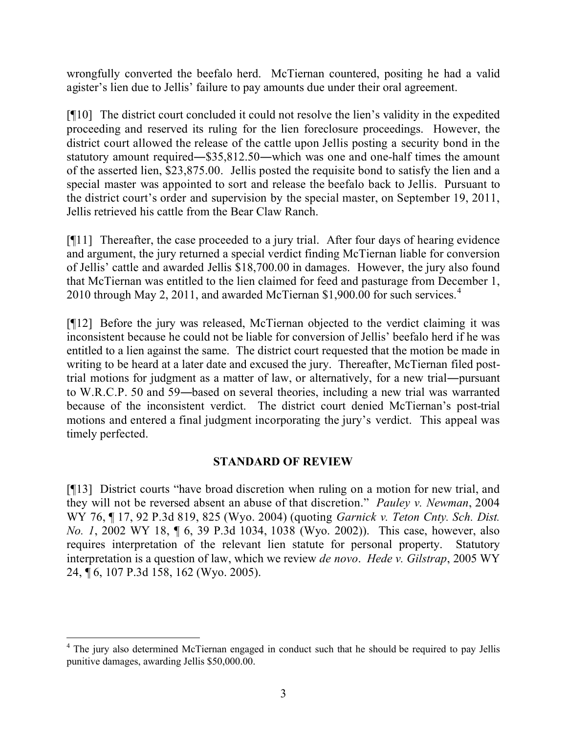wrongfully converted the beefalo herd. McTiernan countered, positing he had a valid agister's lien due to Jellis' failure to pay amounts due under their oral agreement.

[¶10] The district court concluded it could not resolve the lien's validity in the expedited proceeding and reserved its ruling for the lien foreclosure proceedings. However, the district court allowed the release of the cattle upon Jellis posting a security bond in the statutory amount required―$35,812.50―which was one and one-half times the amount of the asserted lien, $23,875.00. Jellis posted the requisite bond to satisfy the lien and a special master was appointed to sort and release the beefalo back to Jellis. Pursuant to the district court's order and supervision by the special master, on September 19, 2011, Jellis retrieved his cattle from the Bear Claw Ranch.

[¶11] Thereafter, the case proceeded to a jury trial. After four days of hearing evidence and argument, the jury returned a special verdict finding McTiernan liable for conversion of Jellis' cattle and awarded Jellis $18,700.00 in damages. However, the jury also found that McTiernan was entitled to the lien claimed for feed and pasturage from December 1, 2010 through May 2, 2011, and awarded McTiernan $1,900.00 for such services.[4]

[¶12] Before the jury was released, McTiernan objected to the verdict claiming it was inconsistent because he could not be liable for conversion of Jellis' beefalo herd if he was entitled to a lien against the same. The district court requested that the motion be made in writing to be heard at a later date and excused the jury. Thereafter, McTiernan filed post-trial motions for judgment as a matter of law, or alternatively, for a new trial―pursuant to W.R.C.P. 50 and 59―based on several theories, including a new trial was warranted because of the inconsistent verdict. The district court denied McTiernan's post-trial motions and entered a final judgment incorporating the jury's verdict. This appeal was timely perfected.

## STANDARD OF REVIEW

[¶13] District courts "have broad discretion when ruling on a motion for new trial, and they will not be reversed absent an abuse of that discretion." *Pauley v. Newman*, 2004 WY 76, ¶ 17, 92 P.3d 819, 825 (Wyo. 2004) (quoting *Garnick v. Teton Cnty. Sch. Dist. No. 1*, 2002 WY 18, ¶ 6, 39 P.3d 1034, 1038 (Wyo. 2002)). This case, however, also requires interpretation of the relevant lien statute for personal property. Statutory interpretation is a question of law, which we review *de novo*. *Hede v. Gilstrap*, 2005 WY 24, ¶ 6, 107 P.3d 158, 162 (Wyo. 2005).

---

[4] The jury also determined McTiernan engaged in conduct such that he should be required to pay Jellis punitive damages, awarding Jellis $50,000.00.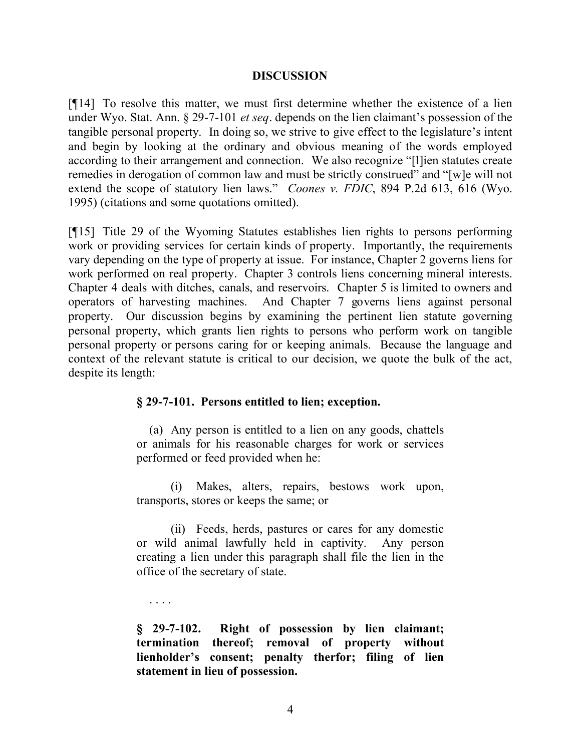## DISCUSSION

[¶14] To resolve this matter, we must first determine whether the existence of a lien under Wyo. Stat. Ann. § 29-7-101 *et seq*. depends on the lien claimant's possession of the tangible personal property. In doing so, we strive to give effect to the legislature's intent and begin by looking at the ordinary and obvious meaning of the words employed according to their arrangement and connection. We also recognize "[l]ien statutes create remedies in derogation of common law and must be strictly construed" and "[w]e will not extend the scope of statutory lien laws." *Coones v. FDIC*, 894 P.2d 613, 616 (Wyo. 1995) (citations and some quotations omitted).

[¶15] Title 29 of the Wyoming Statutes establishes lien rights to persons performing work or providing services for certain kinds of property. Importantly, the requirements vary depending on the type of property at issue. For instance, Chapter 2 governs liens for work performed on real property. Chapter 3 controls liens concerning mineral interests. Chapter 4 deals with ditches, canals, and reservoirs. Chapter 5 is limited to owners and operators of harvesting machines. And Chapter 7 governs liens against personal property. Our discussion begins by examining the pertinent lien statute governing personal property, which grants lien rights to persons who perform work on tangible personal property or persons caring for or keeping animals. Because the language and context of the relevant statute is critical to our decision, we quote the bulk of the act, despite its length:

> **§ 29-7-101. Persons entitled to lien; exception.**
>
> (a) Any person is entitled to a lien on any goods, chattels or animals for his reasonable charges for work or services performed or feed provided when he:
>
> (i) Makes, alters, repairs, bestows work upon, transports, stores or keeps the same; or
>
> (ii) Feeds, herds, pastures or cares for any domestic or wild animal lawfully held in captivity. Any person creating a lien under this paragraph shall file the lien in the office of the secretary of state.
>
> . . . .
>
> **§ 29-7-102. Right of possession by lien claimant; termination thereof; removal of property without lienholder's consent; penalty therfor; filing of lien statement in lieu of possession.**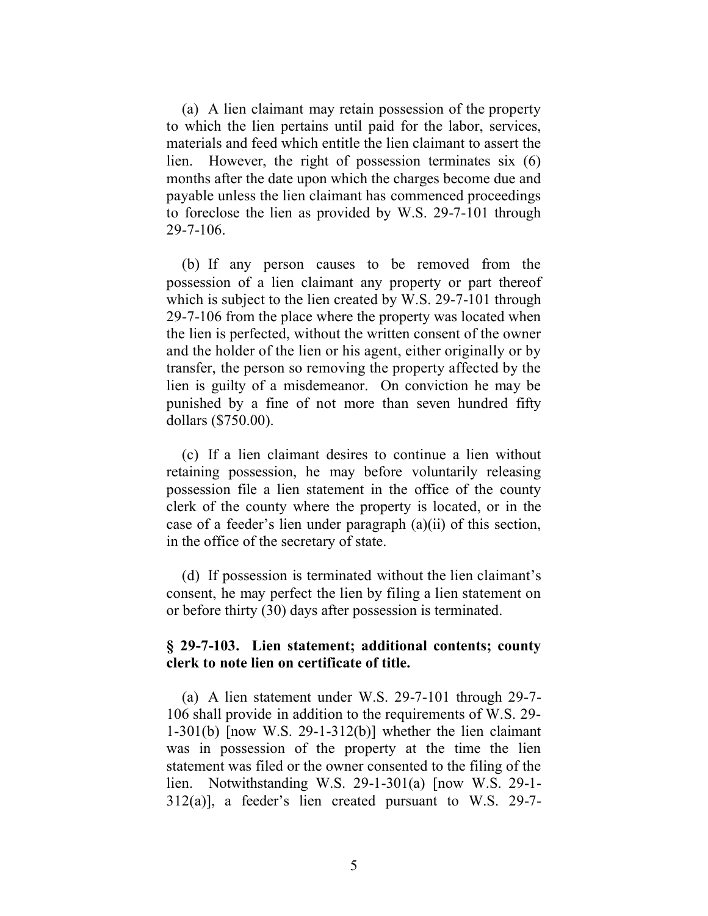(a) A lien claimant may retain possession of the property to which the lien pertains until paid for the labor, services, materials and feed which entitle the lien claimant to assert the lien. However, the right of possession terminates six (6) months after the date upon which the charges become due and payable unless the lien claimant has commenced proceedings to foreclose the lien as provided by W.S. 29-7-101 through 29-7-106.

(b) If any person causes to be removed from the possession of a lien claimant any property or part thereof which is subject to the lien created by W.S. 29-7-101 through 29-7-106 from the place where the property was located when the lien is perfected, without the written consent of the owner and the holder of the lien or his agent, either originally or by transfer, the person so removing the property affected by the lien is guilty of a misdemeanor. On conviction he may be punished by a fine of not more than seven hundred fifty dollars ($750.00).

(c) If a lien claimant desires to continue a lien without retaining possession, he may before voluntarily releasing possession file a lien statement in the office of the county clerk of the county where the property is located, or in the case of a feeder's lien under paragraph (a)(ii) of this section, in the office of the secretary of state.

(d) If possession is terminated without the lien claimant's consent, he may perfect the lien by filing a lien statement on or before thirty (30) days after possession is terminated.

**§ 29-7-103. Lien statement; additional contents; county clerk to note lien on certificate of title.**

(a) A lien statement under W.S. 29-7-101 through 29-7-106 shall provide in addition to the requirements of W.S. 29-1-301(b) [now W.S. 29-1-312(b)] whether the lien claimant was in possession of the property at the time the lien statement was filed or the owner consented to the filing of the lien. Notwithstanding W.S. 29-1-301(a) [now W.S. 29-1-312(a)], a feeder's lien created pursuant to W.S. 29-7-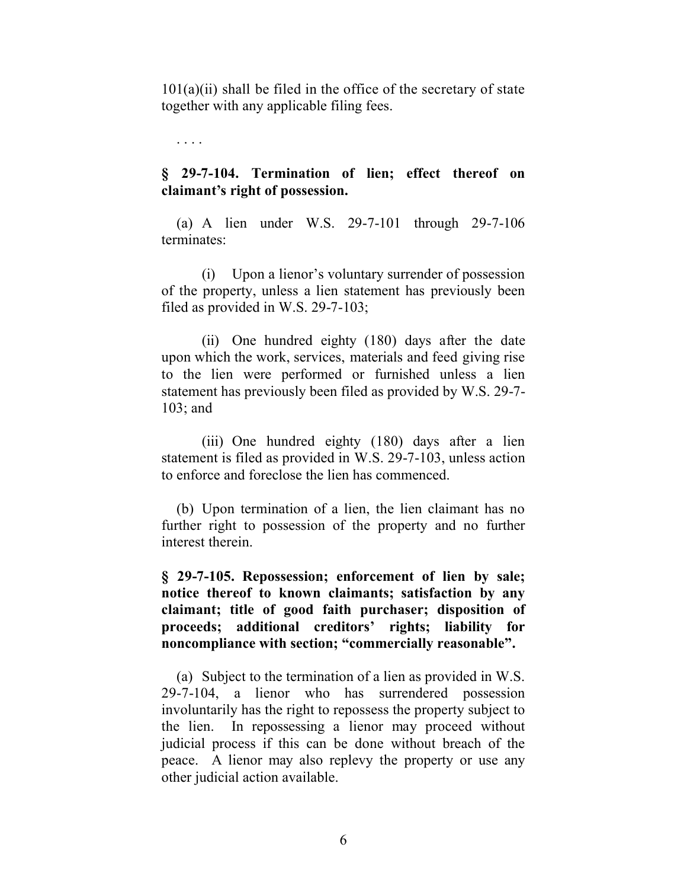101(a)(ii) shall be filed in the office of the secretary of state together with any applicable filing fees.

. . . .

**§ 29-7-104. Termination of lien; effect thereof on claimant's right of possession.**

(a) A lien under W.S. 29-7-101 through 29-7-106 terminates:

(i) Upon a lienor's voluntary surrender of possession of the property, unless a lien statement has previously been filed as provided in W.S. 29-7-103;

(ii) One hundred eighty (180) days after the date upon which the work, services, materials and feed giving rise to the lien were performed or furnished unless a lien statement has previously been filed as provided by W.S. 29-7-103; and

(iii) One hundred eighty (180) days after a lien statement is filed as provided in W.S. 29-7-103, unless action to enforce and foreclose the lien has commenced.

(b) Upon termination of a lien, the lien claimant has no further right to possession of the property and no further interest therein.

**§ 29-7-105. Repossession; enforcement of lien by sale; notice thereof to known claimants; satisfaction by any claimant; title of good faith purchaser; disposition of proceeds; additional creditors' rights; liability for noncompliance with section; "commercially reasonable".**

(a) Subject to the termination of a lien as provided in W.S. 29-7-104, a lienor who has surrendered possession involuntarily has the right to repossess the property subject to the lien. In repossessing a lienor may proceed without judicial process if this can be done without breach of the peace. A lienor may also replevy the property or use any other judicial action available.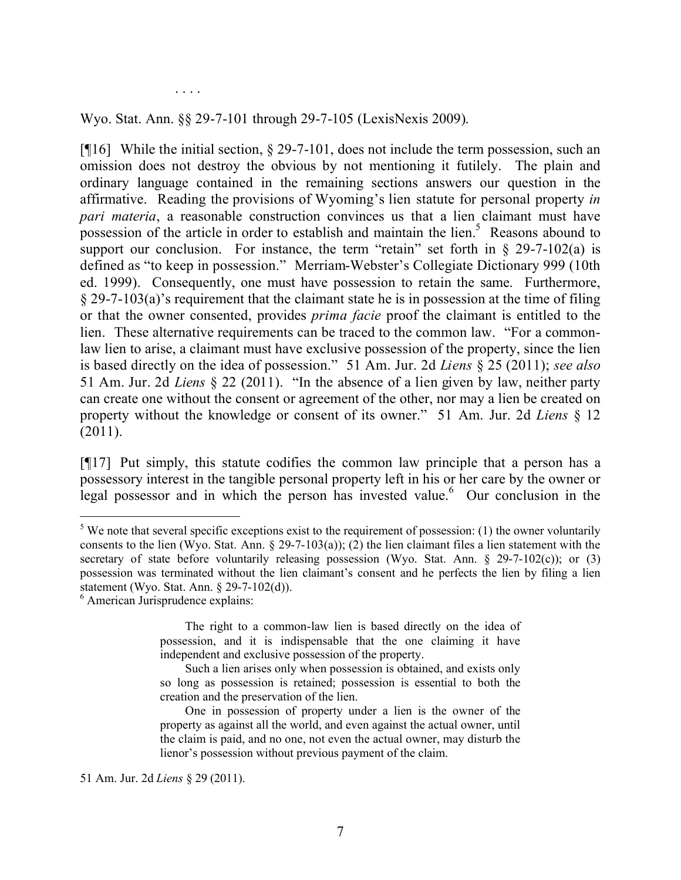. . . .

Wyo. Stat. Ann. §§ 29-7-101 through 29-7-105 (LexisNexis 2009).

[¶16] While the initial section, § 29-7-101, does not include the term possession, such an omission does not destroy the obvious by not mentioning it futilely. The plain and ordinary language contained in the remaining sections answers our question in the affirmative. Reading the provisions of Wyoming's lien statute for personal property *in pari materia*, a reasonable construction convinces us that a lien claimant must have possession of the article in order to establish and maintain the lien.[5] Reasons abound to support our conclusion. For instance, the term "retain" set forth in § 29-7-102(a) is defined as "to keep in possession." Merriam-Webster's Collegiate Dictionary 999 (10th ed. 1999). Consequently, one must have possession to retain the same. Furthermore, § 29-7-103(a)'s requirement that the claimant state he is in possession at the time of filing or that the owner consented, provides *prima facie* proof the claimant is entitled to the lien. These alternative requirements can be traced to the common law. "For a common-law lien to arise, a claimant must have exclusive possession of the property, since the lien is based directly on the idea of possession." 51 Am. Jur. 2d *Liens* § 25 (2011); *see also* 51 Am. Jur. 2d *Liens* § 22 (2011). "In the absence of a lien given by law, neither party can create one without the consent or agreement of the other, nor may a lien be created on property without the knowledge or consent of its owner." 51 Am. Jur. 2d *Liens* § 12 (2011).

[¶17] Put simply, this statute codifies the common law principle that a person has a possessory interest in the tangible personal property left in his or her care by the owner or legal possessor and in which the person has invested value.[6] Our conclusion in the

---

[5] We note that several specific exceptions exist to the requirement of possession: (1) the owner voluntarily consents to the lien (Wyo. Stat. Ann. § 29-7-103(a)); (2) the lien claimant files a lien statement with the secretary of state before voluntarily releasing possession (Wyo. Stat. Ann. § 29-7-102(c)); or (3) possession was terminated without the lien claimant's consent and he perfects the lien by filing a lien statement (Wyo. Stat. Ann. § 29-7-102(d)).

[6] American Jurisprudence explains:

> The right to a common-law lien is based directly on the idea of possession, and it is indispensable that the one claiming it have independent and exclusive possession of the property.
>
> Such a lien arises only when possession is obtained, and exists only so long as possession is retained; possession is essential to both the creation and the preservation of the lien.
>
> One in possession of property under a lien is the owner of the property as against all the world, and even against the actual owner, until the claim is paid, and no one, not even the actual owner, may disturb the lienor's possession without previous payment of the claim.

51 Am. Jur. 2d *Liens* § 29 (2011).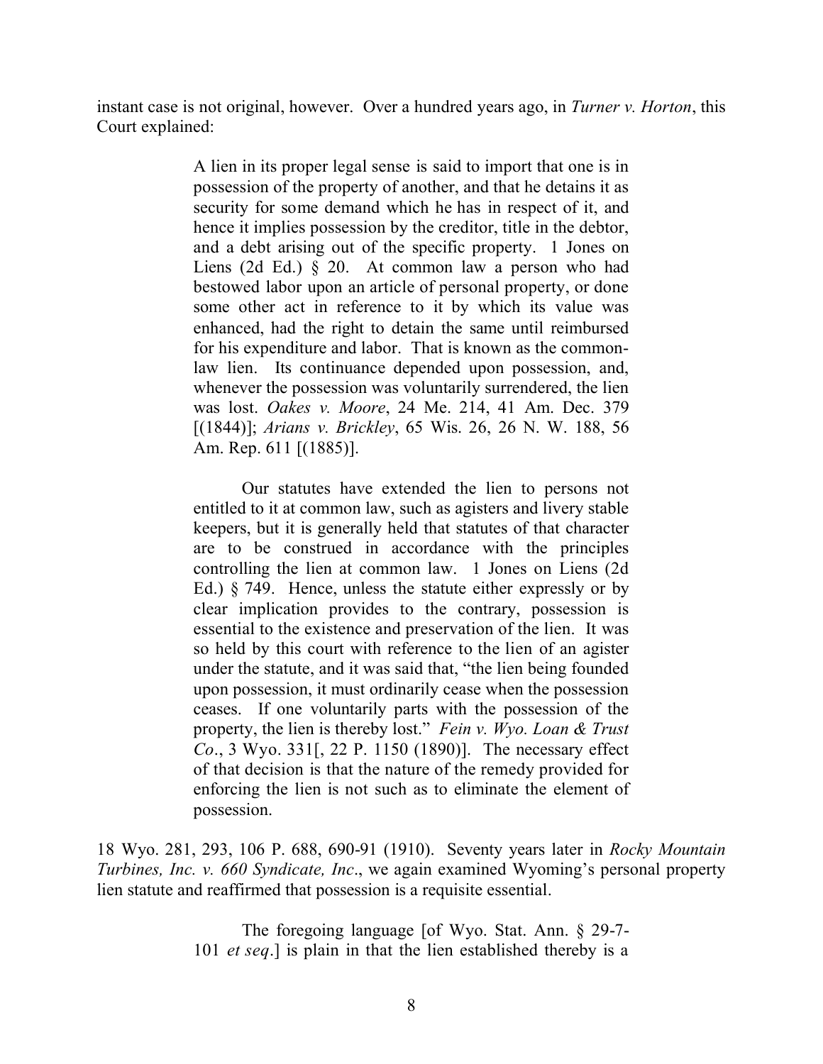instant case is not original, however. Over a hundred years ago, in *Turner v. Horton*, this Court explained:

> A lien in its proper legal sense is said to import that one is in possession of the property of another, and that he detains it as security for some demand which he has in respect of it, and hence it implies possession by the creditor, title in the debtor, and a debt arising out of the specific property. 1 Jones on Liens (2d Ed.) § 20. At common law a person who had bestowed labor upon an article of personal property, or done some other act in reference to it by which its value was enhanced, had the right to detain the same until reimbursed for his expenditure and labor. That is known as the common-law lien. Its continuance depended upon possession, and, whenever the possession was voluntarily surrendered, the lien was lost. *Oakes v. Moore*, 24 Me. 214, 41 Am. Dec. 379 [(1844)]; *Arians v. Brickley*, 65 Wis. 26, 26 N. W. 188, 56 Am. Rep. 611 [(1885)].
>
> Our statutes have extended the lien to persons not entitled to it at common law, such as agisters and livery stable keepers, but it is generally held that statutes of that character are to be construed in accordance with the principles controlling the lien at common law. 1 Jones on Liens (2d Ed.) § 749. Hence, unless the statute either expressly or by clear implication provides to the contrary, possession is essential to the existence and preservation of the lien. It was so held by this court with reference to the lien of an agister under the statute, and it was said that, "the lien being founded upon possession, it must ordinarily cease when the possession ceases. If one voluntarily parts with the possession of the property, the lien is thereby lost." *Fein v. Wyo. Loan & Trust Co*., 3 Wyo. 331[, 22 P. 1150 (1890)]. The necessary effect of that decision is that the nature of the remedy provided for enforcing the lien is not such as to eliminate the element of possession.

18 Wyo. 281, 293, 106 P. 688, 690-91 (1910). Seventy years later in *Rocky Mountain Turbines, Inc. v. 660 Syndicate, Inc*., we again examined Wyoming's personal property lien statute and reaffirmed that possession is a requisite essential.

> The foregoing language [of Wyo. Stat. Ann. § 29-7-101 *et seq*.] is plain in that the lien established thereby is a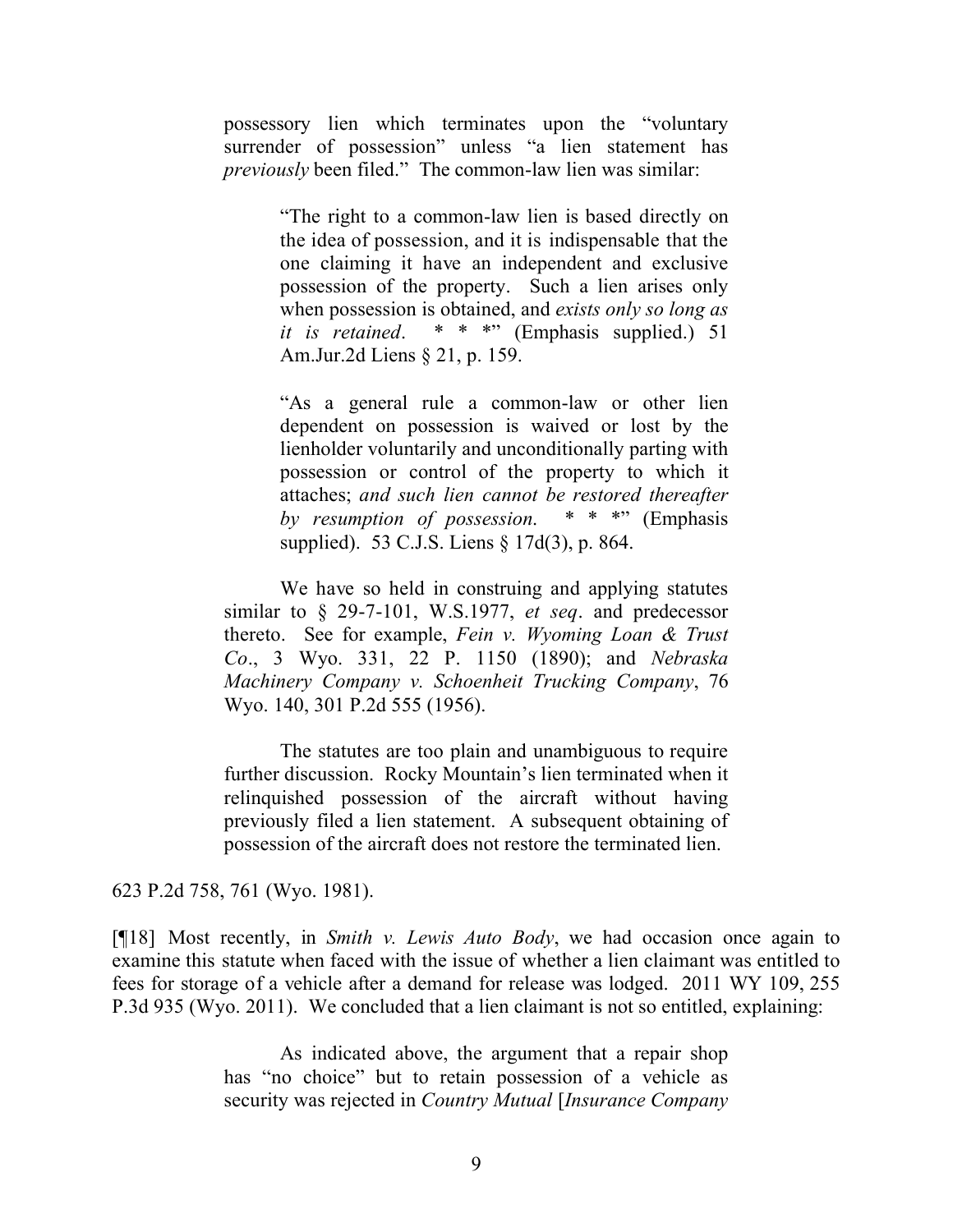> possessory lien which terminates upon the "voluntary surrender of possession" unless "a lien statement has *previously* been filed." The common-law lien was similar:
>
> > "The right to a common-law lien is based directly on the idea of possession, and it is indispensable that the one claiming it have an independent and exclusive possession of the property. Such a lien arises only when possession is obtained, and *exists only so long as it is retained*. * * *" (Emphasis supplied.) 51 Am.Jur.2d Liens § 21, p. 159.
> >
> > "As a general rule a common-law or other lien dependent on possession is waived or lost by the lienholder voluntarily and unconditionally parting with possession or control of the property to which it attaches; *and such lien cannot be restored thereafter by resumption of possession*. * * *" (Emphasis supplied). 53 C.J.S. Liens § 17d(3), p. 864.
>
> We have so held in construing and applying statutes similar to § 29-7-101, W.S.1977, *et seq*. and predecessor thereto. See for example, *Fein v. Wyoming Loan & Trust Co*., 3 Wyo. 331, 22 P. 1150 (1890); and *Nebraska Machinery Company v. Schoenheit Trucking Company*, 76 Wyo. 140, 301 P.2d 555 (1956).
>
> The statutes are too plain and unambiguous to require further discussion. Rocky Mountain's lien terminated when it relinquished possession of the aircraft without having previously filed a lien statement. A subsequent obtaining of possession of the aircraft does not restore the terminated lien.

623 P.2d 758, 761 (Wyo. 1981).

[¶18] Most recently, in *Smith v. Lewis Auto Body*, we had occasion once again to examine this statute when faced with the issue of whether a lien claimant was entitled to fees for storage of a vehicle after a demand for release was lodged. 2011 WY 109, 255 P.3d 935 (Wyo. 2011). We concluded that a lien claimant is not so entitled, explaining:

> As indicated above, the argument that a repair shop has "no choice" but to retain possession of a vehicle as security was rejected in *Country Mutual* [*Insurance Company*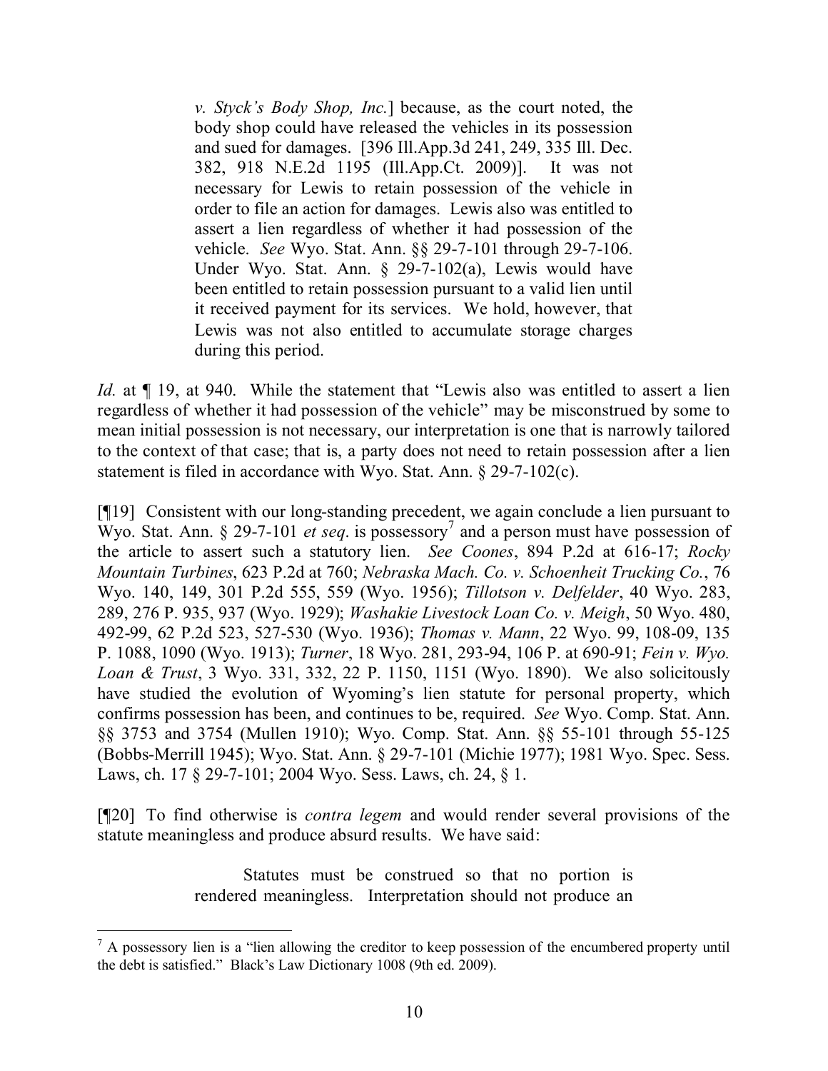> *v. Styck's Body Shop, Inc.*] because, as the court noted, the body shop could have released the vehicles in its possession and sued for damages. [396 Ill.App.3d 241, 249, 335 Ill. Dec. 382, 918 N.E.2d 1195 (Ill.App.Ct. 2009)]. It was not necessary for Lewis to retain possession of the vehicle in order to file an action for damages. Lewis also was entitled to assert a lien regardless of whether it had possession of the vehicle. *See* Wyo. Stat. Ann. §§ 29-7-101 through 29-7-106. Under Wyo. Stat. Ann. § 29-7-102(a), Lewis would have been entitled to retain possession pursuant to a valid lien until it received payment for its services. We hold, however, that Lewis was not also entitled to accumulate storage charges during this period.

*Id.* at ¶ 19, at 940. While the statement that "Lewis also was entitled to assert a lien regardless of whether it had possession of the vehicle" may be misconstrued by some to mean initial possession is not necessary, our interpretation is one that is narrowly tailored to the context of that case; that is, a party does not need to retain possession after a lien statement is filed in accordance with Wyo. Stat. Ann. § 29-7-102(c).

[¶19] Consistent with our long-standing precedent, we again conclude a lien pursuant to Wyo. Stat. Ann. § 29-7-101 *et seq*. is possessory[7] and a person must have possession of the article to assert such a statutory lien. *See Coones*, 894 P.2d at 616-17; *Rocky Mountain Turbines*, 623 P.2d at 760; *Nebraska Mach. Co. v. Schoenheit Trucking Co.*, 76 Wyo. 140, 149, 301 P.2d 555, 559 (Wyo. 1956); *Tillotson v. Delfelder*, 40 Wyo. 283, 289, 276 P. 935, 937 (Wyo. 1929); *Washakie Livestock Loan Co. v. Meigh*, 50 Wyo. 480, 492-99, 62 P.2d 523, 527-530 (Wyo. 1936); *Thomas v. Mann*, 22 Wyo. 99, 108-09, 135 P. 1088, 1090 (Wyo. 1913); *Turner*, 18 Wyo. 281, 293-94, 106 P. at 690-91; *Fein v. Wyo. Loan & Trust*, 3 Wyo. 331, 332, 22 P. 1150, 1151 (Wyo. 1890). We also solicitously have studied the evolution of Wyoming's lien statute for personal property, which confirms possession has been, and continues to be, required. *See* Wyo. Comp. Stat. Ann. §§ 3753 and 3754 (Mullen 1910); Wyo. Comp. Stat. Ann. §§ 55-101 through 55-125 (Bobbs-Merrill 1945); Wyo. Stat. Ann. § 29-7-101 (Michie 1977); 1981 Wyo. Spec. Sess. Laws, ch. 17 § 29-7-101; 2004 Wyo. Sess. Laws, ch. 24, § 1.

[¶20] To find otherwise is *contra legem* and would render several provisions of the statute meaningless and produce absurd results. We have said:

> Statutes must be construed so that no portion is rendered meaningless. Interpretation should not produce an

---

[7] A possessory lien is a "lien allowing the creditor to keep possession of the encumbered property until the debt is satisfied." Black's Law Dictionary 1008 (9th ed. 2009).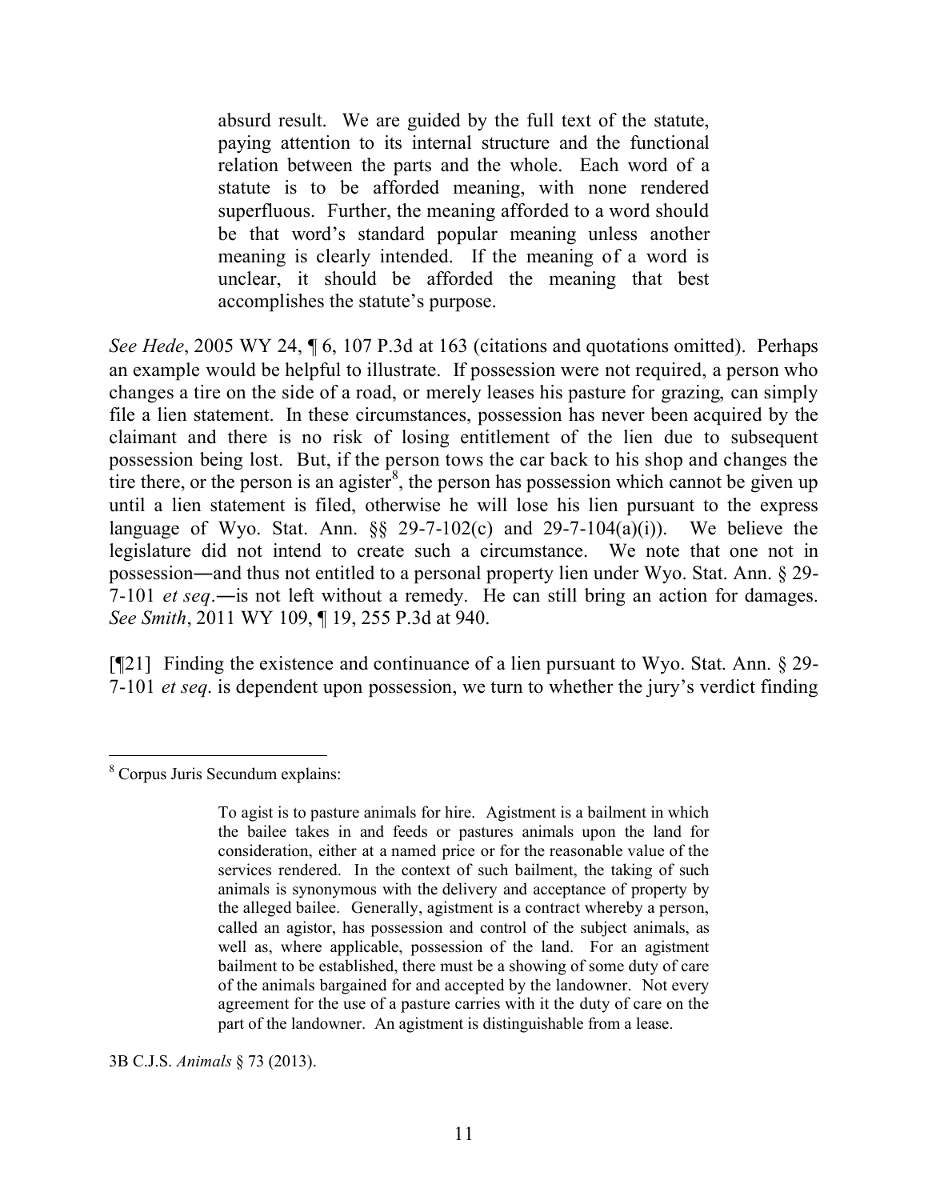> absurd result. We are guided by the full text of the statute, paying attention to its internal structure and the functional relation between the parts and the whole. Each word of a statute is to be afforded meaning, with none rendered superfluous. Further, the meaning afforded to a word should be that word's standard popular meaning unless another meaning is clearly intended. If the meaning of a word is unclear, it should be afforded the meaning that best accomplishes the statute's purpose.

*See Hede*, 2005 WY 24, ¶ 6, 107 P.3d at 163 (citations and quotations omitted). Perhaps an example would be helpful to illustrate. If possession were not required, a person who changes a tire on the side of a road, or merely leases his pasture for grazing, can simply file a lien statement. In these circumstances, possession has never been acquired by the claimant and there is no risk of losing entitlement of the lien due to subsequent possession being lost. But, if the person tows the car back to his shop and changes the tire there, or the person is an agister[8], the person has possession which cannot be given up until a lien statement is filed, otherwise he will lose his lien pursuant to the express language of Wyo. Stat. Ann. §§ 29-7-102(c) and 29-7-104(a)(i)). We believe the legislature did not intend to create such a circumstance. We note that one not in possession―and thus not entitled to a personal property lien under Wyo. Stat. Ann. § 29-7-101 *et seq*.―is not left without a remedy. He can still bring an action for damages. *See Smith*, 2011 WY 109, ¶ 19, 255 P.3d at 940.

[¶21] Finding the existence and continuance of a lien pursuant to Wyo. Stat. Ann. § 29-7-101 *et seq*. is dependent upon possession, we turn to whether the jury's verdict finding

---

[8] Corpus Juris Secundum explains:

> To agist is to pasture animals for hire. Agistment is a bailment in which the bailee takes in and feeds or pastures animals upon the land for consideration, either at a named price or for the reasonable value of the services rendered. In the context of such bailment, the taking of such animals is synonymous with the delivery and acceptance of property by the alleged bailee. Generally, agistment is a contract whereby a person, called an agistor, has possession and control of the subject animals, as well as, where applicable, possession of the land. For an agistment bailment to be established, there must be a showing of some duty of care of the animals bargained for and accepted by the landowner. Not every agreement for the use of a pasture carries with it the duty of care on the part of the landowner. An agistment is distinguishable from a lease.

3B C.J.S. *Animals* § 73 (2013).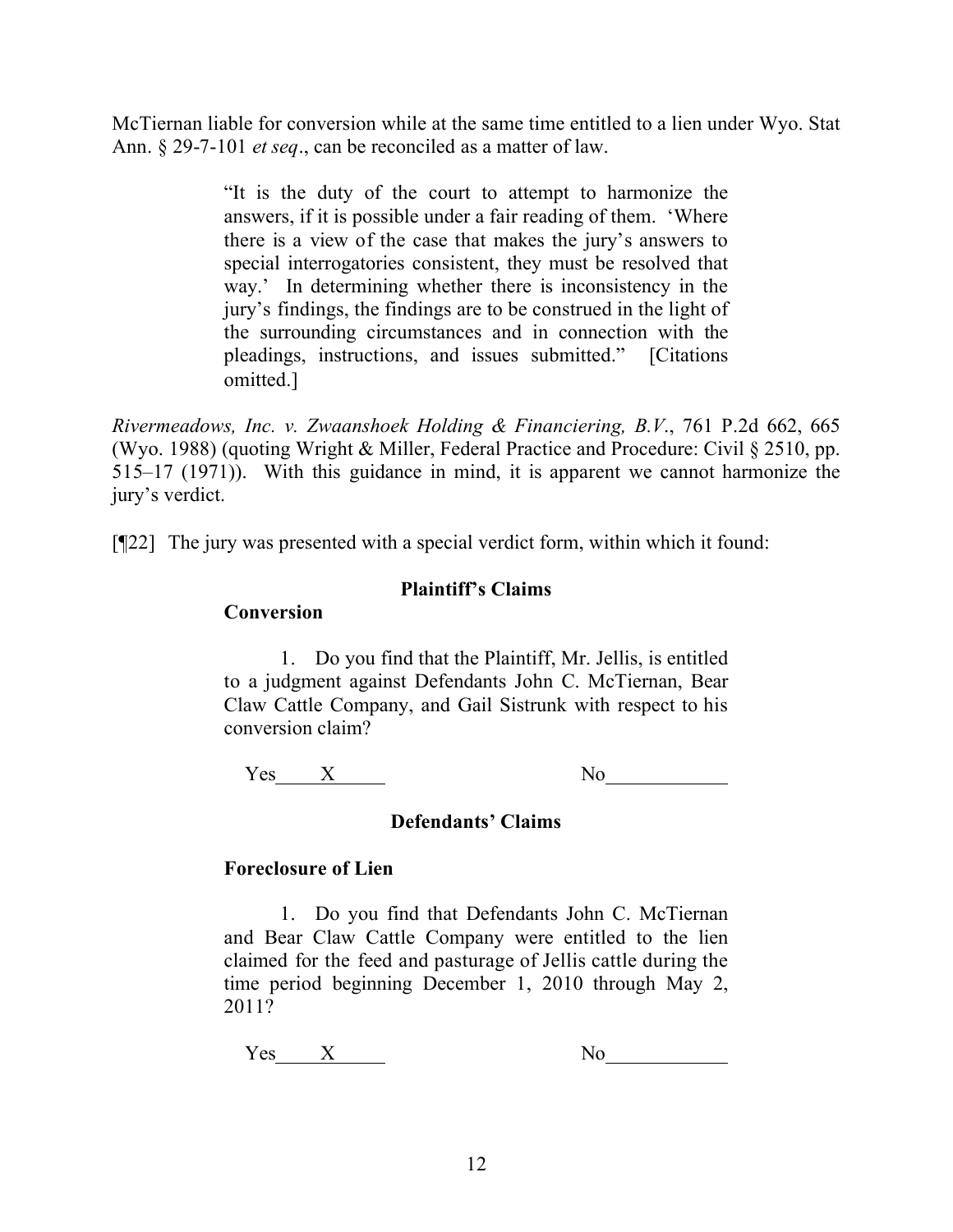McTiernan liable for conversion while at the same time entitled to a lien under Wyo. Stat Ann. § 29-7-101 *et seq*., can be reconciled as a matter of law.

> "It is the duty of the court to attempt to harmonize the answers, if it is possible under a fair reading of them. 'Where there is a view of the case that makes the jury's answers to special interrogatories consistent, they must be resolved that way.' In determining whether there is inconsistency in the jury's findings, the findings are to be construed in the light of the surrounding circumstances and in connection with the pleadings, instructions, and issues submitted." [Citations omitted.]

*Rivermeadows, Inc. v. Zwaanshoek Holding & Financiering, B.V*., 761 P.2d 662, 665 (Wyo. 1988) (quoting Wright & Miller, Federal Practice and Procedure: Civil § 2510, pp. 515–17 (1971)). With this guidance in mind, it is apparent we cannot harmonize the jury's verdict.

[¶22] The jury was presented with a special verdict form, within which it found:

> **Plaintiff's Claims**
>
> **Conversion**
>
> 1. Do you find that the Plaintiff, Mr. Jellis, is entitled to a judgment against Defendants John C. McTiernan, Bear Claw Cattle Company, and Gail Sistrunk with respect to his conversion claim?
>
> Yes____X____ No____________
>
> **Defendants' Claims**
>
> **Foreclosure of Lien**
>
> 1. Do you find that Defendants John C. McTiernan and Bear Claw Cattle Company were entitled to the lien claimed for the feed and pasturage of Jellis cattle during the time period beginning December 1, 2010 through May 2, 2011?
>
> Yes____X____ No____________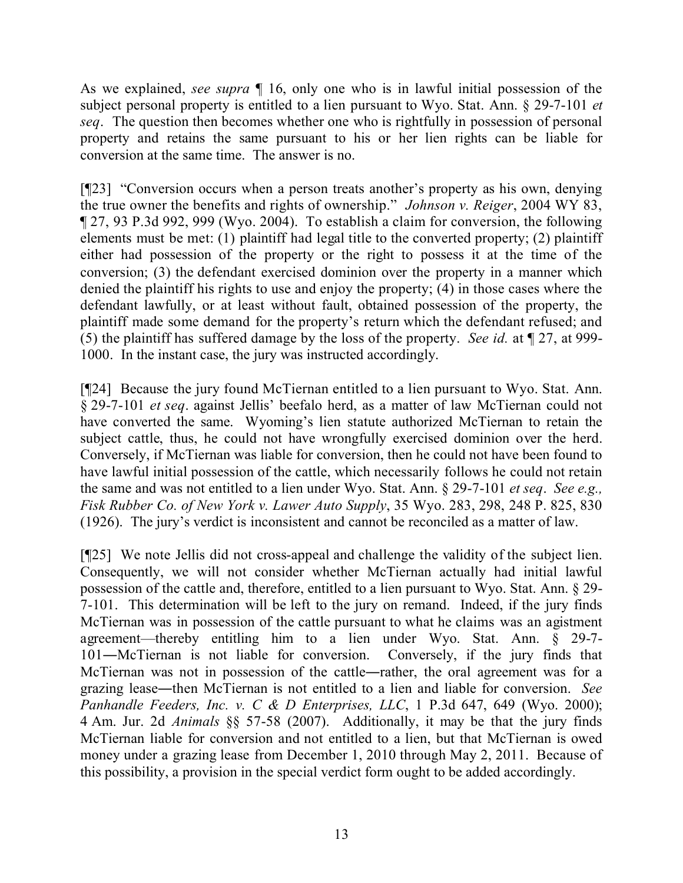As we explained, *see supra* ¶ 16, only one who is in lawful initial possession of the subject personal property is entitled to a lien pursuant to Wyo. Stat. Ann. § 29-7-101 *et seq*. The question then becomes whether one who is rightfully in possession of personal property and retains the same pursuant to his or her lien rights can be liable for conversion at the same time. The answer is no.

[¶23] "Conversion occurs when a person treats another's property as his own, denying the true owner the benefits and rights of ownership." *Johnson v. Reiger*, 2004 WY 83, ¶ 27, 93 P.3d 992, 999 (Wyo. 2004). To establish a claim for conversion, the following elements must be met: (1) plaintiff had legal title to the converted property; (2) plaintiff either had possession of the property or the right to possess it at the time of the conversion; (3) the defendant exercised dominion over the property in a manner which denied the plaintiff his rights to use and enjoy the property; (4) in those cases where the defendant lawfully, or at least without fault, obtained possession of the property, the plaintiff made some demand for the property's return which the defendant refused; and (5) the plaintiff has suffered damage by the loss of the property. *See id.* at ¶ 27, at 999-1000. In the instant case, the jury was instructed accordingly.

[¶24] Because the jury found McTiernan entitled to a lien pursuant to Wyo. Stat. Ann. § 29-7-101 *et seq*. against Jellis' beefalo herd, as a matter of law McTiernan could not have converted the same. Wyoming's lien statute authorized McTiernan to retain the subject cattle, thus, he could not have wrongfully exercised dominion over the herd. Conversely, if McTiernan was liable for conversion, then he could not have been found to have lawful initial possession of the cattle, which necessarily follows he could not retain the same and was not entitled to a lien under Wyo. Stat. Ann. § 29-7-101 *et seq*. *See e.g., Fisk Rubber Co. of New York v. Lawer Auto Supply*, 35 Wyo. 283, 298, 248 P. 825, 830 (1926). The jury's verdict is inconsistent and cannot be reconciled as a matter of law.

[¶25] We note Jellis did not cross-appeal and challenge the validity of the subject lien. Consequently, we will not consider whether McTiernan actually had initial lawful possession of the cattle and, therefore, entitled to a lien pursuant to Wyo. Stat. Ann. § 29-7-101. This determination will be left to the jury on remand. Indeed, if the jury finds McTiernan was in possession of the cattle pursuant to what he claims was an agistment agreement—thereby entitling him to a lien under Wyo. Stat. Ann. § 29-7-101—McTiernan is not liable for conversion. Conversely, if the jury finds that McTiernan was not in possession of the cattle—rather, the oral agreement was for a grazing lease—then McTiernan is not entitled to a lien and liable for conversion. *See Panhandle Feeders, Inc. v. C & D Enterprises, LLC*, 1 P.3d 647, 649 (Wyo. 2000); 4 Am. Jur. 2d *Animals* §§ 57-58 (2007). Additionally, it may be that the jury finds McTiernan liable for conversion and not entitled to a lien, but that McTiernan is owed money under a grazing lease from December 1, 2010 through May 2, 2011. Because of this possibility, a provision in the special verdict form ought to be added accordingly.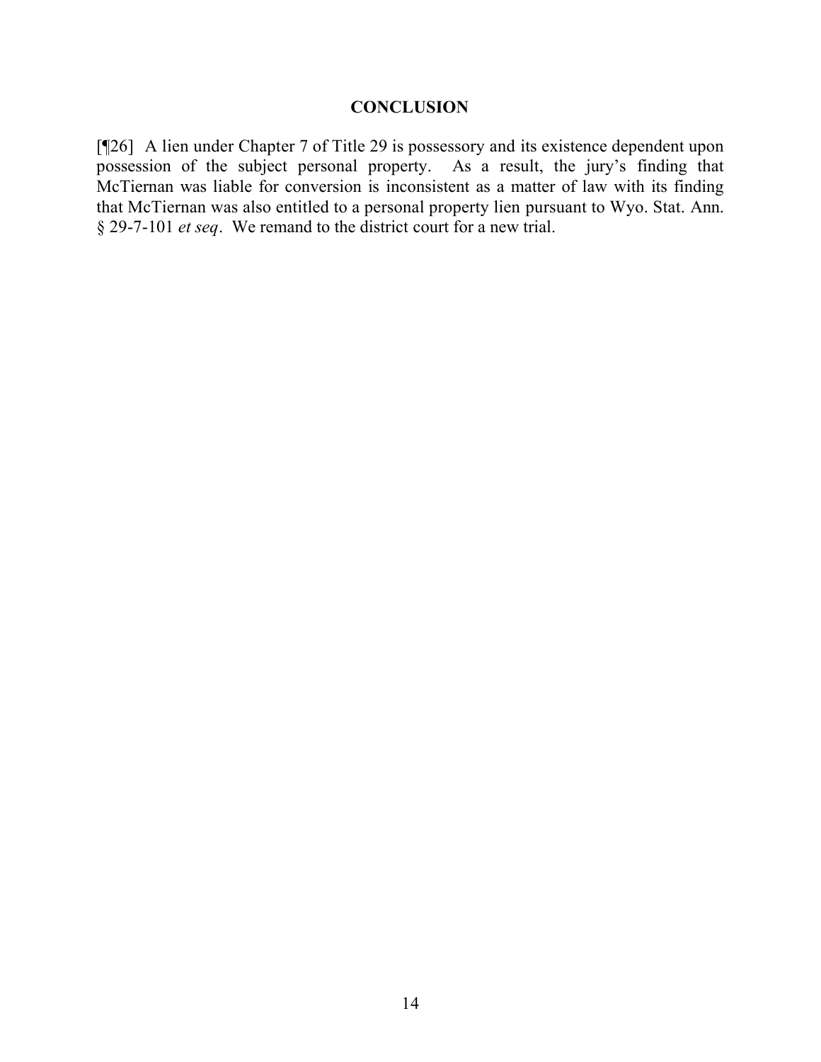## CONCLUSION

[¶26] A lien under Chapter 7 of Title 29 is possessory and its existence dependent upon possession of the subject personal property. As a result, the jury's finding that McTiernan was liable for conversion is inconsistent as a matter of law with its finding that McTiernan was also entitled to a personal property lien pursuant to Wyo. Stat. Ann. § 29-7-101 *et seq*. We remand to the district court for a new trial.